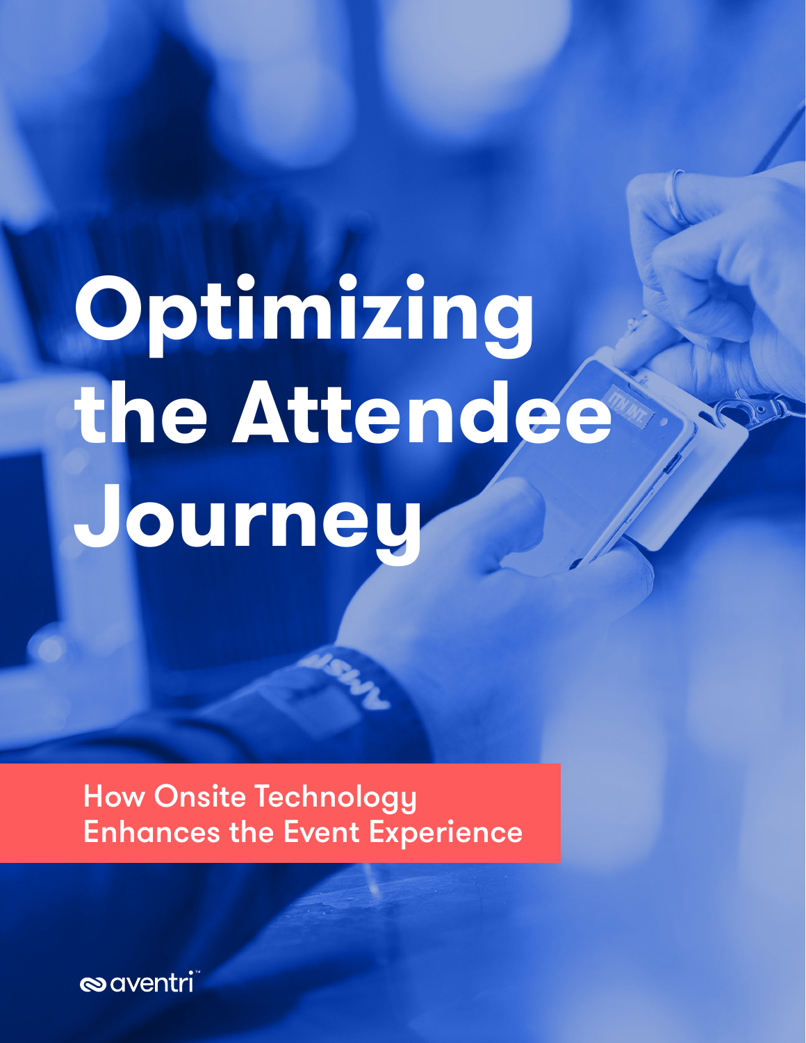# Optimizing the Attendee Journey

## How Onsite Technology Enhances the Event Experience

aventri™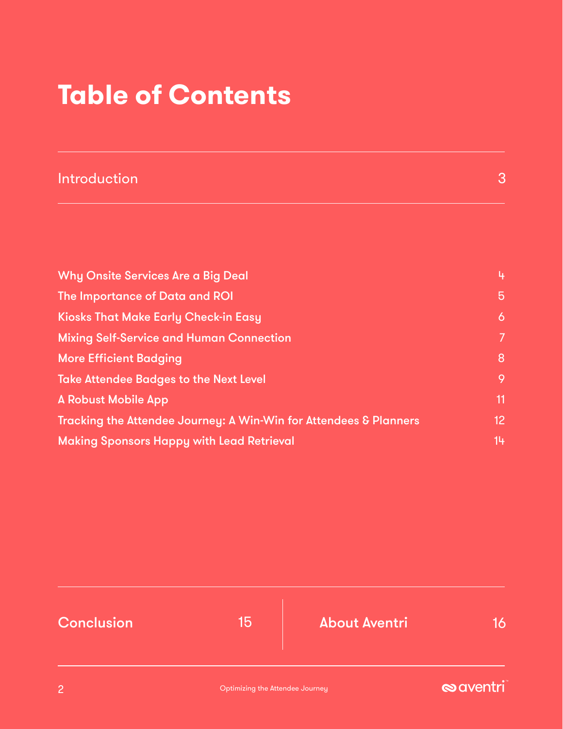# Table of Contents

| | |
|---|---|
| Introduction | 3 |
| Why Onsite Services Are a Big Deal | 4 |
| The Importance of Data and ROI | 5 |
| Kiosks That Make Early Check-in Easy | 6 |
| Mixing Self-Service and Human Connection | 7 |
| More Efficient Badging | 8 |
| Take Attendee Badges to the Next Level | 9 |
| A Robust Mobile App | 11 |
| Tracking the Attendee Journey: A Win-Win for Attendees & Planners | 12 |
| Making Sponsors Happy with Lead Retrieval | 14 |
| Conclusion | 15 |
| About Aventri | 16 |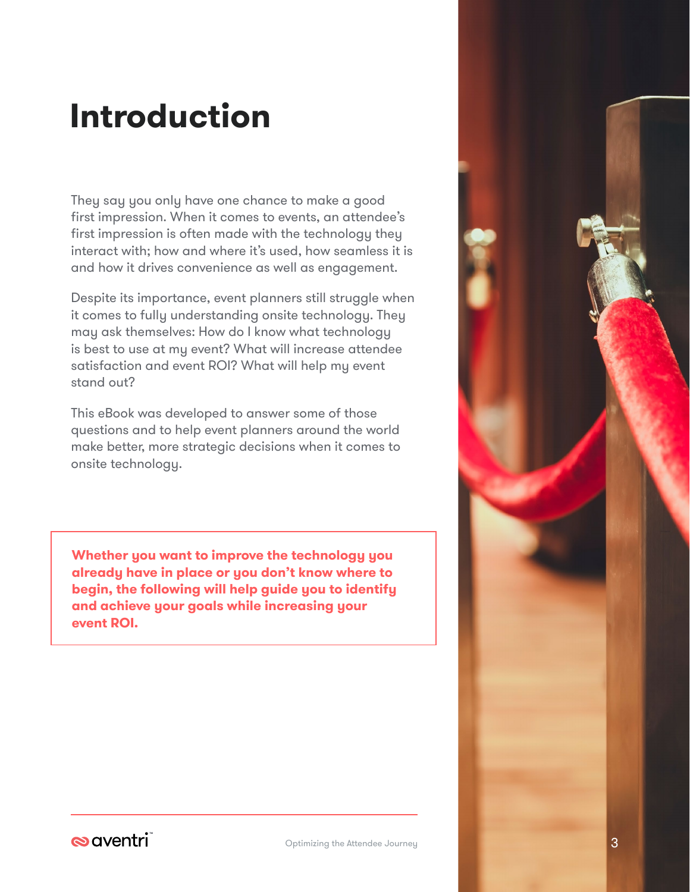# Introduction

They say you only have one chance to make a good first impression. When it comes to events, an attendee's first impression is often made with the technology they interact with; how and where it's used, how seamless it is and how it drives convenience as well as engagement.

Despite its importance, event planners still struggle when it comes to fully understanding onsite technology. They may ask themselves: How do I know what technology is best to use at my event? What will increase attendee satisfaction and event ROI? What will help my event stand out?

This eBook was developed to answer some of those questions and to help event planners around the world make better, more strategic decisions when it comes to onsite technology.

**Whether you want to improve the technology you already have in place or you don't know where to begin, the following will help guide you to identify and achieve your goals while increasing your event ROI.**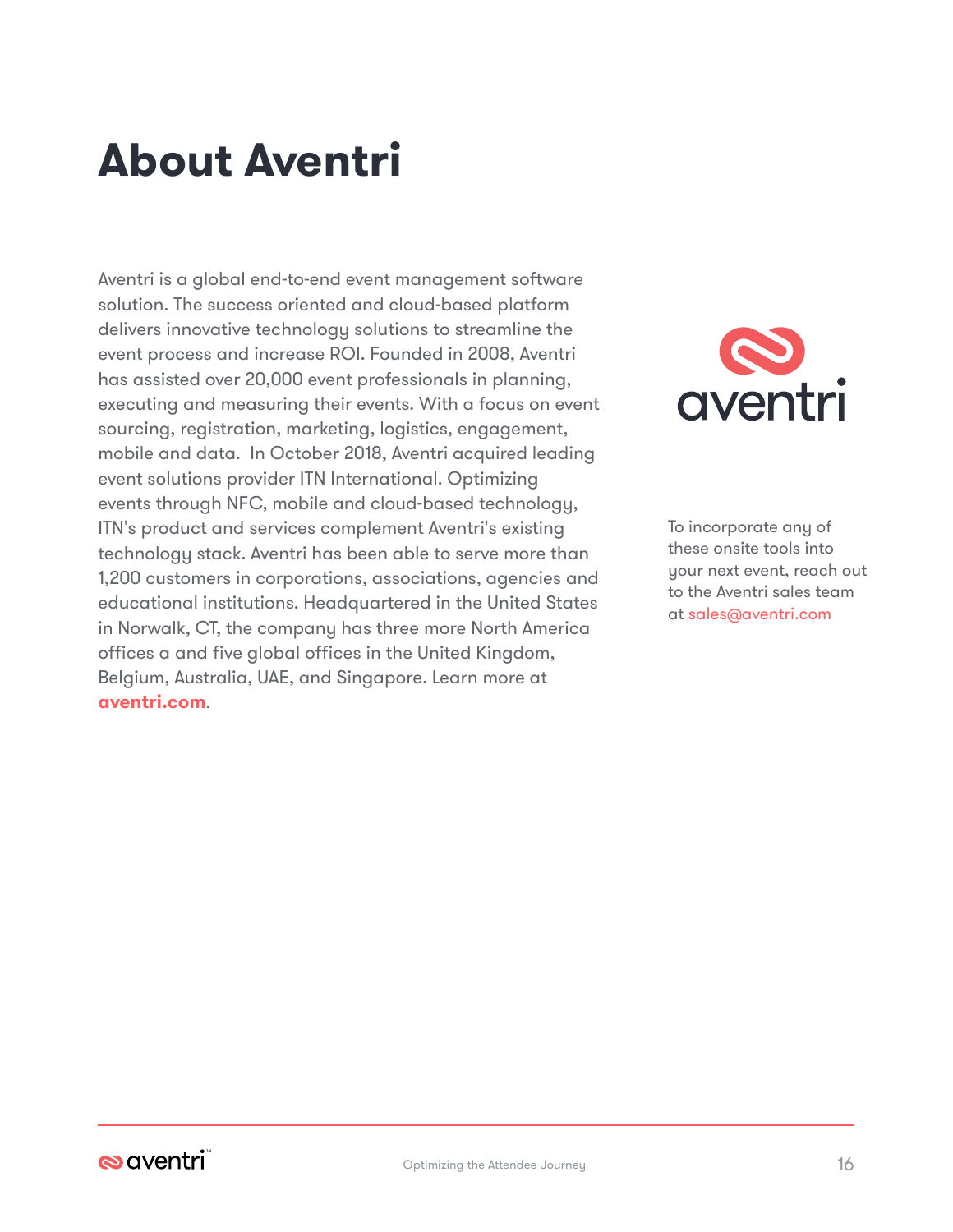# About Aventri

Aventri is a global end-to-end event management software solution. The success oriented and cloud-based platform delivers innovative technology solutions to streamline the event process and increase ROI. Founded in 2008, Aventri has assisted over 20,000 event professionals in planning, executing and measuring their events. With a focus on event sourcing, registration, marketing, logistics, engagement, mobile and data. In October 2018, Aventri acquired leading event solutions provider ITN International. Optimizing events through NFC, mobile and cloud-based technology, ITN's product and services complement Aventri's existing technology stack. Aventri has been able to serve more than 1,200 customers in corporations, associations, agencies and educational institutions. Headquartered in the United States in Norwalk, CT, the company has three more North America offices a and five global offices in the United Kingdom, Belgium, Australia, UAE, and Singapore. Learn more at **aventri.com**.

To incorporate any of these onsite tools into your next event, reach out to the Aventri sales team at sales@aventri.com